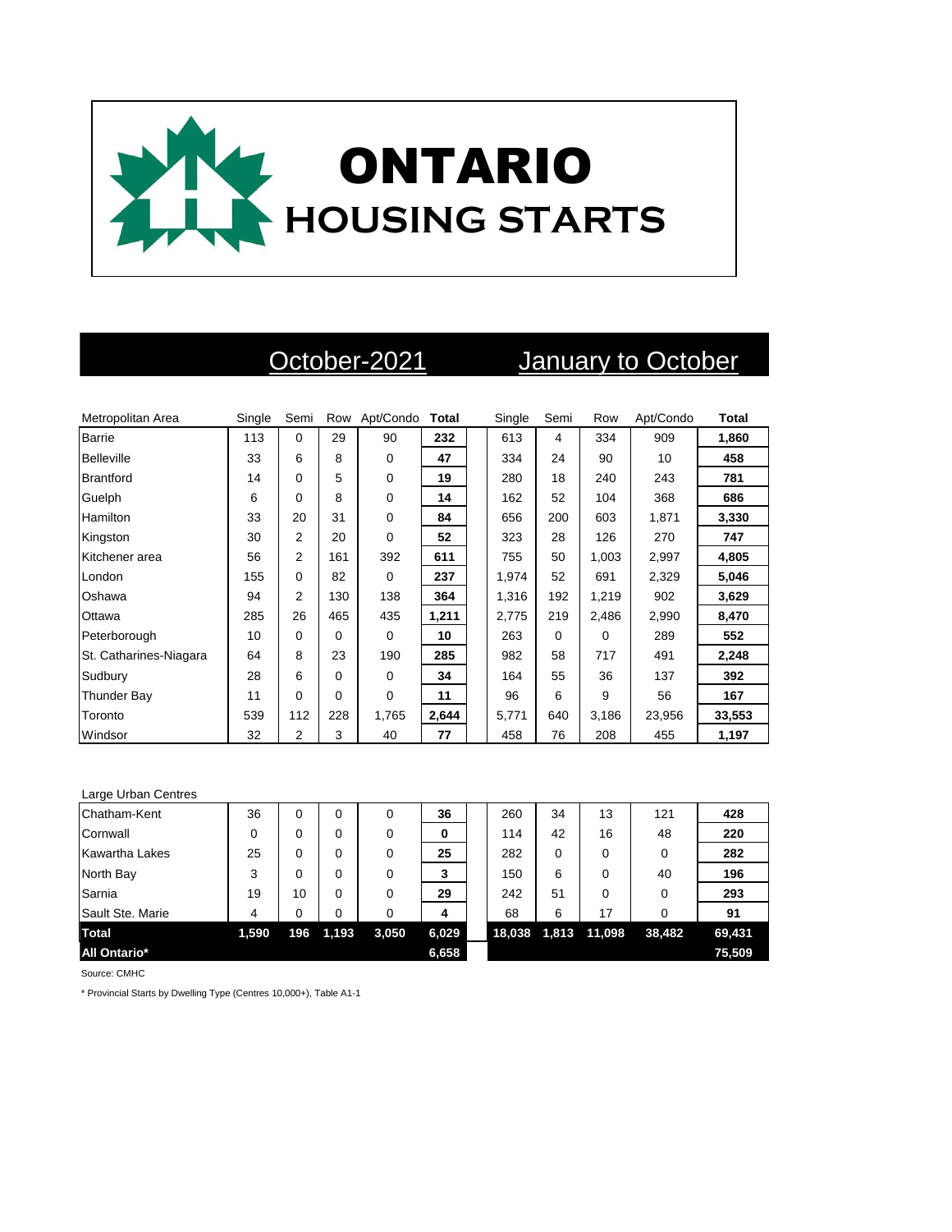# ONTARIO
## HOUSING STARTS

| | October-2021 | | | | | January to October | | | | |
|---|---|---|---|---|---|---|---|---|---|---|
| Metropolitan Area | Single | Semi | Row | Apt/Condo | **Total** | Single | Semi | Row | Apt/Condo | **Total** |
| Barrie | 113 | 0 | 29 | 90 | **232** | 613 | 4 | 334 | 909 | **1,860** |
| Belleville | 33 | 6 | 8 | 0 | **47** | 334 | 24 | 90 | 10 | **458** |
| Brantford | 14 | 0 | 5 | 0 | **19** | 280 | 18 | 240 | 243 | **781** |
| Guelph | 6 | 0 | 8 | 0 | **14** | 162 | 52 | 104 | 368 | **686** |
| Hamilton | 33 | 20 | 31 | 0 | **84** | 656 | 200 | 603 | 1,871 | **3,330** |
| Kingston | 30 | 2 | 20 | 0 | **52** | 323 | 28 | 126 | 270 | **747** |
| Kitchener area | 56 | 2 | 161 | 392 | **611** | 755 | 50 | 1,003 | 2,997 | **4,805** |
| London | 155 | 0 | 82 | 0 | **237** | 1,974 | 52 | 691 | 2,329 | **5,046** |
| Oshawa | 94 | 2 | 130 | 138 | **364** | 1,316 | 192 | 1,219 | 902 | **3,629** |
| Ottawa | 285 | 26 | 465 | 435 | **1,211** | 2,775 | 219 | 2,486 | 2,990 | **8,470** |
| Peterborough | 10 | 0 | 0 | 0 | **10** | 263 | 0 | 0 | 289 | **552** |
| St. Catharines-Niagara | 64 | 8 | 23 | 190 | **285** | 982 | 58 | 717 | 491 | **2,248** |
| Sudbury | 28 | 6 | 0 | 0 | **34** | 164 | 55 | 36 | 137 | **392** |
| Thunder Bay | 11 | 0 | 0 | 0 | **11** | 96 | 6 | 9 | 56 | **167** |
| Toronto | 539 | 112 | 228 | 1,765 | **2,644** | 5,771 | 640 | 3,186 | 23,956 | **33,553** |
| Windsor | 32 | 2 | 3 | 40 | **77** | 458 | 76 | 208 | 455 | **1,197** |
| Large Urban Centres | | | | | | | | | | |
| Chatham-Kent | 36 | 0 | 0 | 0 | **36** | 260 | 34 | 13 | 121 | **428** |
| Cornwall | 0 | 0 | 0 | 0 | **0** | 114 | 42 | 16 | 48 | **220** |
| Kawartha Lakes | 25 | 0 | 0 | 0 | **25** | 282 | 0 | 0 | 0 | **282** |
| North Bay | 3 | 0 | 0 | 0 | **3** | 150 | 6 | 0 | 40 | **196** |
| Sarnia | 19 | 10 | 0 | 0 | **29** | 242 | 51 | 0 | 0 | **293** |
| Sault Ste. Marie | 4 | 0 | 0 | 0 | **4** | 68 | 6 | 17 | 0 | **91** |
| **Total** | **1,590** | **196** | **1,193** | **3,050** | **6,029** | **18,038** | **1,813** | **11,098** | **38,482** | **69,431** |
| **All Ontario*** | | | | | **6,658** | | | | | **75,509** |

Source: CMHC

* Provincial Starts by Dwelling Type (Centres 10,000+), Table A1-1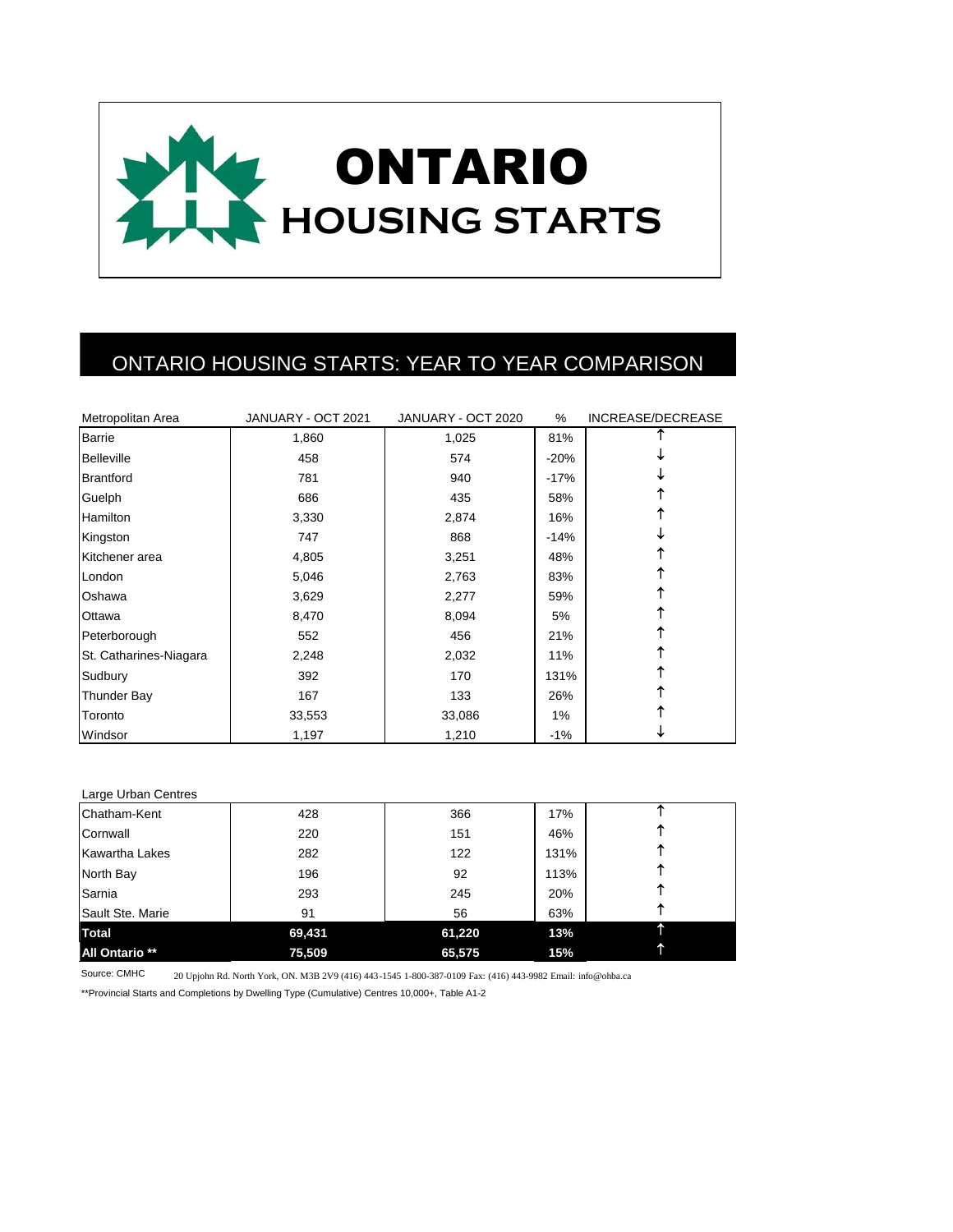# ONTARIO HOUSING STARTS

## ONTARIO HOUSING STARTS: YEAR TO YEAR COMPARISON

| Metropolitan Area | JANUARY - OCT 2021 | JANUARY - OCT 2020 | % | INCREASE/DECREASE |
|---|---|---|---|---|
| Barrie | 1,860 | 1,025 | 81% | ↑ |
| Belleville | 458 | 574 | -20% | ↓ |
| Brantford | 781 | 940 | -17% | ↓ |
| Guelph | 686 | 435 | 58% | ↑ |
| Hamilton | 3,330 | 2,874 | 16% | ↑ |
| Kingston | 747 | 868 | -14% | ↓ |
| Kitchener area | 4,805 | 3,251 | 48% | ↑ |
| London | 5,046 | 2,763 | 83% | ↑ |
| Oshawa | 3,629 | 2,277 | 59% | ↑ |
| Ottawa | 8,470 | 8,094 | 5% | ↑ |
| Peterborough | 552 | 456 | 21% | ↑ |
| St. Catharines-Niagara | 2,248 | 2,032 | 11% | ↑ |
| Sudbury | 392 | 170 | 131% | ↑ |
| Thunder Bay | 167 | 133 | 26% | ↑ |
| Toronto | 33,553 | 33,086 | 1% | ↑ |
| Windsor | 1,197 | 1,210 | -1% | ↓ |
| **Large Urban Centres** | | | | |
| Chatham-Kent | 428 | 366 | 17% | ↑ |
| Cornwall | 220 | 151 | 46% | ↑ |
| Kawartha Lakes | 282 | 122 | 131% | ↑ |
| North Bay | 196 | 92 | 113% | ↑ |
| Sarnia | 293 | 245 | 20% | ↑ |
| Sault Ste. Marie | 91 | 56 | 63% | ↑ |
| **Total** | **69,431** | **61,220** | **13%** | ↑ |
| **All Ontario \*\*** | **75,509** | **65,575** | **15%** | ↑ |

Source: CMHC    20 Upjohn Rd. North York, ON. M3B 2V9 (416) 443-1545 1-800-387-0109 Fax: (416) 443-9982 Email: info@ohba.ca

**Provincial Starts and Completions by Dwelling Type (Cumulative) Centres 10,000+, Table A1-2